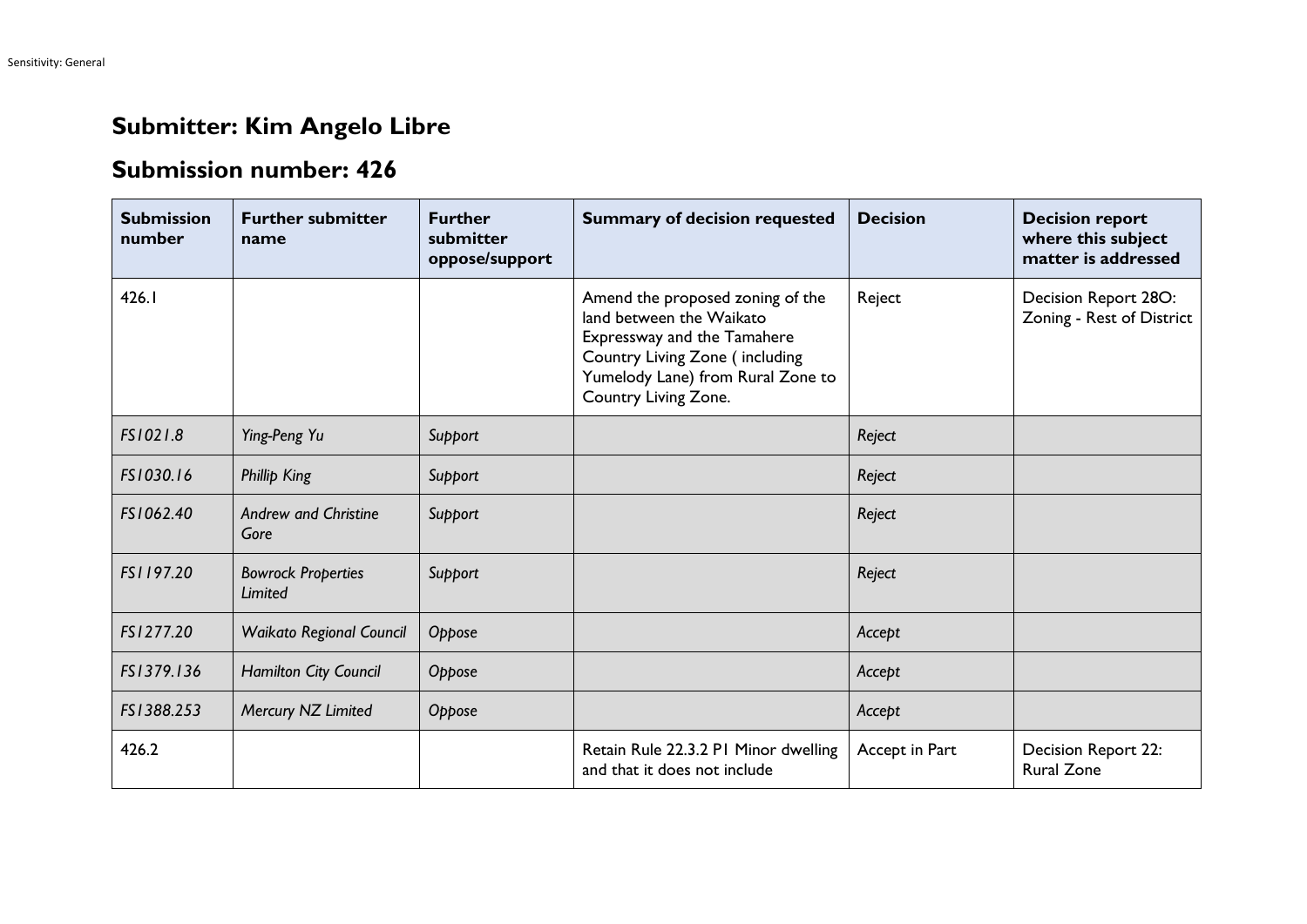## Submitter: Kim Angelo Libre

## Submission number: 426

| Submission number | Further submitter name | Further submitter oppose/support | Summary of decision requested | Decision | Decision report where this subject matter is addressed |
|---|---|---|---|---|---|
| 426.1 | | | Amend the proposed zoning of the land between the Waikato Expressway and the Tamahere Country Living Zone ( including Yumelody Lane) from Rural Zone to Country Living Zone. | Reject | Decision Report 28O: Zoning - Rest of District |
| *FS1021.8* | *Ying-Peng Yu* | *Support* | | *Reject* | |
| *FS1030.16* | *Phillip King* | *Support* | | *Reject* | |
| *FS1062.40* | *Andrew and Christine Gore* | *Support* | | *Reject* | |
| *FS1197.20* | *Bowrock Properties Limited* | *Support* | | *Reject* | |
| *FS1277.20* | *Waikato Regional Council* | *Oppose* | | *Accept* | |
| *FS1379.136* | *Hamilton City Council* | *Oppose* | | *Accept* | |
| *FS1388.253* | *Mercury NZ Limited* | *Oppose* | | *Accept* | |
| 426.2 | | | Retain Rule 22.3.2 P1 Minor dwelling and that it does not include | Accept in Part | Decision Report 22: Rural Zone |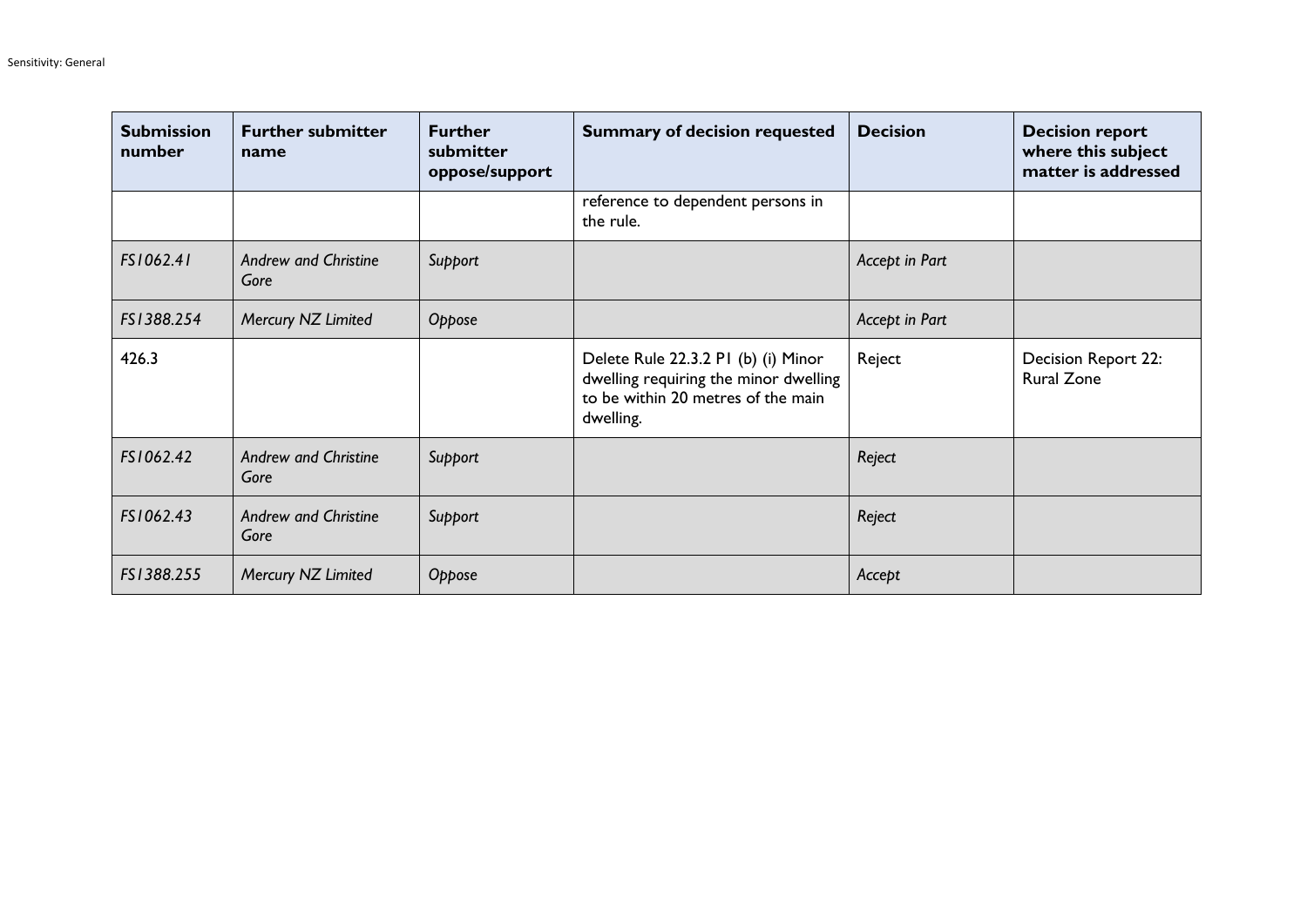| Submission number | Further submitter name | Further submitter oppose/support | Summary of decision requested | Decision | Decision report where this subject matter is addressed |
|---|---|---|---|---|---|
| | | | reference to dependent persons in the rule. | | |
| *FS1062.41* | *Andrew and Christine Gore* | *Support* | | *Accept in Part* | |
| *FS1388.254* | *Mercury NZ Limited* | *Oppose* | | *Accept in Part* | |
| 426.3 | | | Delete Rule 22.3.2 P1 (b) (i) Minor dwelling requiring the minor dwelling to be within 20 metres of the main dwelling. | Reject | Decision Report 22: Rural Zone |
| *FS1062.42* | *Andrew and Christine Gore* | *Support* | | *Reject* | |
| *FS1062.43* | *Andrew and Christine Gore* | *Support* | | *Reject* | |
| *FS1388.255* | *Mercury NZ Limited* | *Oppose* | | *Accept* | |